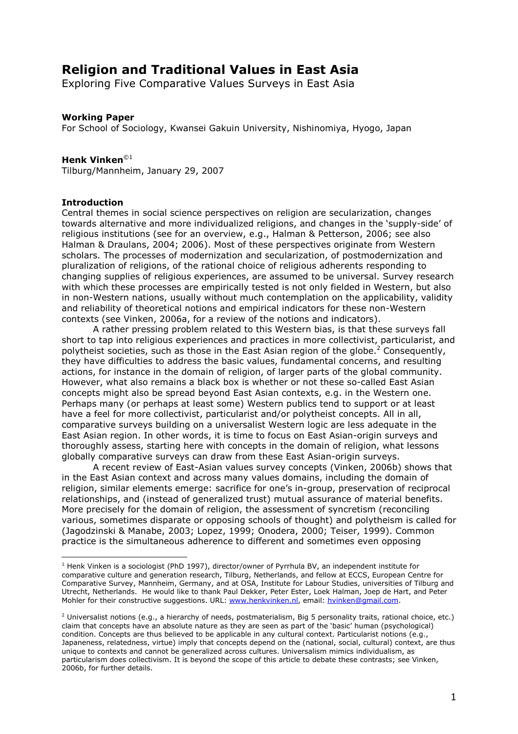# Religion and Traditional Values in East Asia

Exploring Five Comparative Values Surveys in East Asia

**Working Paper**

For School of Sociology, Kwansei Gakuin University, Nishinomiya, Hyogo, Japan

**Henk Vinken**©[1]

Tilburg/Mannheim, January 29, 2007

**Introduction**

Central themes in social science perspectives on religion are secularization, changes towards alternative and more individualized religions, and changes in the 'supply-side' of religious institutions (see for an overview, e.g., Halman & Petterson, 2006; see also Halman & Draulans, 2004; 2006). Most of these perspectives originate from Western scholars. The processes of modernization and secularization, of postmodernization and pluralization of religions, of the rational choice of religious adherents responding to changing supplies of religious experiences, are assumed to be universal. Survey research with which these processes are empirically tested is not only fielded in Western, but also in non-Western nations, usually without much contemplation on the applicability, validity and reliability of theoretical notions and empirical indicators for these non-Western contexts (see Vinken, 2006a, for a review of the notions and indicators).

A rather pressing problem related to this Western bias, is that these surveys fall short to tap into religious experiences and practices in more collectivist, particularist, and polytheist societies, such as those in the East Asian region of the globe.[2] Consequently, they have difficulties to address the basic values, fundamental concerns, and resulting actions, for instance in the domain of religion, of larger parts of the global community. However, what also remains a black box is whether or not these so-called East Asian concepts might also be spread beyond East Asian contexts, e.g. in the Western one. Perhaps many (or perhaps at least some) Western publics tend to support or at least have a feel for more collectivist, particularist and/or polytheist concepts. All in all, comparative surveys building on a universalist Western logic are less adequate in the East Asian region. In other words, it is time to focus on East Asian-origin surveys and thoroughly assess, starting here with concepts in the domain of religion, what lessons globally comparative surveys can draw from these East Asian-origin surveys.

A recent review of East-Asian values survey concepts (Vinken, 2006b) shows that in the East Asian context and across many values domains, including the domain of religion, similar elements emerge: sacrifice for one's in-group, preservation of reciprocal relationships, and (instead of generalized trust) mutual assurance of material benefits. More precisely for the domain of religion, the assessment of syncretism (reconciling various, sometimes disparate or opposing schools of thought) and polytheism is called for (Jagodzinski & Manabe, 2003; Lopez, 1999; Onodera, 2000; Teiser, 1999). Common practice is the simultaneous adherence to different and sometimes even opposing

---

[1] Henk Vinken is a sociologist (PhD 1997), director/owner of Pyrrhula BV, an independent institute for comparative culture and generation research, Tilburg, Netherlands, and fellow at ECCS, European Centre for Comparative Survey, Mannheim, Germany, and at OSA, Institute for Labour Studies, universities of Tilburg and Utrecht, Netherlands. He would like to thank Paul Dekker, Peter Ester, Loek Halman, Joep de Hart, and Peter Mohler for their constructive suggestions. URL: www.henkvinken.nl, email: hvinken@gmail.com.

[2] Universalist notions (e.g., a hierarchy of needs, postmaterialism, Big 5 personality traits, rational choice, etc.) claim that concepts have an absolute nature as they are seen as part of the 'basic' human (psychological) condition. Concepts are thus believed to be applicable in any cultural context. Particularist notions (e.g., Japaneness, relatedness, virtue) imply that concepts depend on the (national, social, cultural) context, are thus unique to contexts and cannot be generalized across cultures. Universalism mimics individualism, as particularism does collectivism. It is beyond the scope of this article to debate these contrasts; see Vinken, 2006b, for further details.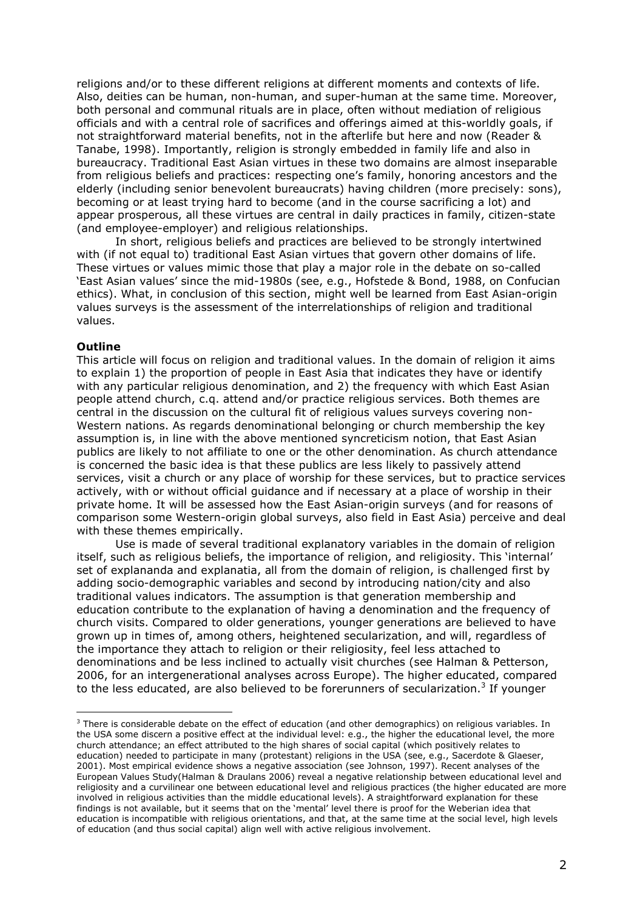religions and/or to these different religions at different moments and contexts of life. Also, deities can be human, non-human, and super-human at the same time. Moreover, both personal and communal rituals are in place, often without mediation of religious officials and with a central role of sacrifices and offerings aimed at this-worldly goals, if not straightforward material benefits, not in the afterlife but here and now (Reader & Tanabe, 1998). Importantly, religion is strongly embedded in family life and also in bureaucracy. Traditional East Asian virtues in these two domains are almost inseparable from religious beliefs and practices: respecting one's family, honoring ancestors and the elderly (including senior benevolent bureaucrats) having children (more precisely: sons), becoming or at least trying hard to become (and in the course sacrificing a lot) and appear prosperous, all these virtues are central in daily practices in family, citizen-state (and employee-employer) and religious relationships.

In short, religious beliefs and practices are believed to be strongly intertwined with (if not equal to) traditional East Asian virtues that govern other domains of life. These virtues or values mimic those that play a major role in the debate on so-called 'East Asian values' since the mid-1980s (see, e.g., Hofstede & Bond, 1988, on Confucian ethics). What, in conclusion of this section, might well be learned from East Asian-origin values surveys is the assessment of the interrelationships of religion and traditional values.

**Outline**

This article will focus on religion and traditional values. In the domain of religion it aims to explain 1) the proportion of people in East Asia that indicates they have or identify with any particular religious denomination, and 2) the frequency with which East Asian people attend church, c.q. attend and/or practice religious services. Both themes are central in the discussion on the cultural fit of religious values surveys covering non-Western nations. As regards denominational belonging or church membership the key assumption is, in line with the above mentioned syncreticism notion, that East Asian publics are likely to not affiliate to one or the other denomination. As church attendance is concerned the basic idea is that these publics are less likely to passively attend services, visit a church or any place of worship for these services, but to practice services actively, with or without official guidance and if necessary at a place of worship in their private home. It will be assessed how the East Asian-origin surveys (and for reasons of comparison some Western-origin global surveys, also field in East Asia) perceive and deal with these themes empirically.

Use is made of several traditional explanatory variables in the domain of religion itself, such as religious beliefs, the importance of religion, and religiosity. This 'internal' set of explananda and explanatia, all from the domain of religion, is challenged first by adding socio-demographic variables and second by introducing nation/city and also traditional values indicators. The assumption is that generation membership and education contribute to the explanation of having a denomination and the frequency of church visits. Compared to older generations, younger generations are believed to have grown up in times of, among others, heightened secularization, and will, regardless of the importance they attach to religion or their religiosity, feel less attached to denominations and be less inclined to actually visit churches (see Halman & Petterson, 2006, for an intergenerational analyses across Europe). The higher educated, compared to the less educated, are also believed to be forerunners of secularization.[3] If younger

[3] There is considerable debate on the effect of education (and other demographics) on religious variables. In the USA some discern a positive effect at the individual level: e.g., the higher the educational level, the more church attendance; an effect attributed to the high shares of social capital (which positively relates to education) needed to participate in many (protestant) religions in the USA (see, e.g., Sacerdote & Glaeser, 2001). Most empirical evidence shows a negative association (see Johnson, 1997). Recent analyses of the European Values Study(Halman & Draulans 2006) reveal a negative relationship between educational level and religiosity and a curvilinear one between educational level and religious practices (the higher educated are more involved in religious activities than the middle educational levels). A straightforward explanation for these findings is not available, but it seems that on the 'mental' level there is proof for the Weberian idea that education is incompatible with religious orientations, and that, at the same time at the social level, high levels of education (and thus social capital) align well with active religious involvement.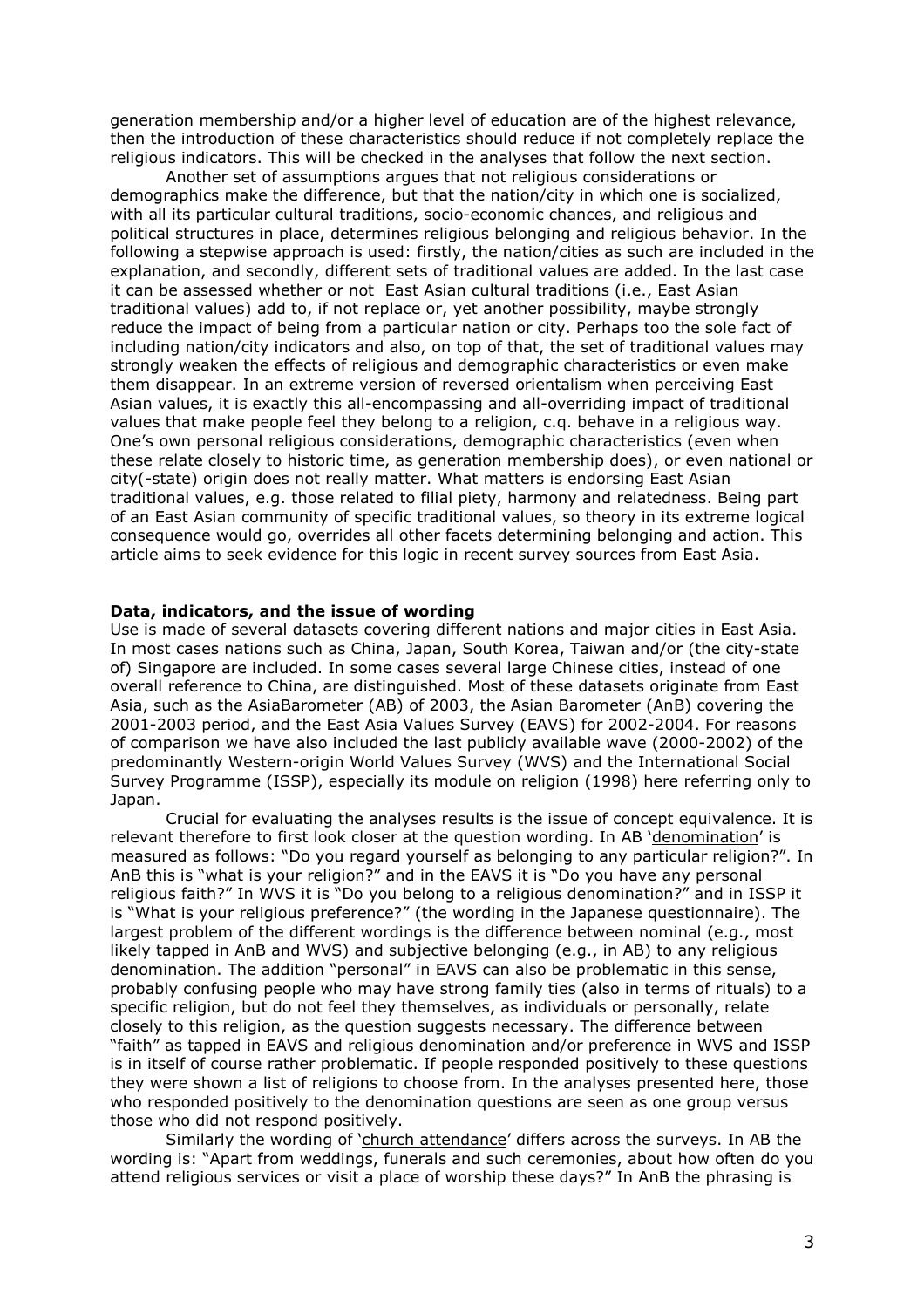generation membership and/or a higher level of education are of the highest relevance, then the introduction of these characteristics should reduce if not completely replace the religious indicators. This will be checked in the analyses that follow the next section.

Another set of assumptions argues that not religious considerations or demographics make the difference, but that the nation/city in which one is socialized, with all its particular cultural traditions, socio-economic chances, and religious and political structures in place, determines religious belonging and religious behavior. In the following a stepwise approach is used: firstly, the nation/cities as such are included in the explanation, and secondly, different sets of traditional values are added. In the last case it can be assessed whether or not East Asian cultural traditions (i.e., East Asian traditional values) add to, if not replace or, yet another possibility, maybe strongly reduce the impact of being from a particular nation or city. Perhaps too the sole fact of including nation/city indicators and also, on top of that, the set of traditional values may strongly weaken the effects of religious and demographic characteristics or even make them disappear. In an extreme version of reversed orientalism when perceiving East Asian values, it is exactly this all-encompassing and all-overriding impact of traditional values that make people feel they belong to a religion, c.q. behave in a religious way. One's own personal religious considerations, demographic characteristics (even when these relate closely to historic time, as generation membership does), or even national or city(-state) origin does not really matter. What matters is endorsing East Asian traditional values, e.g. those related to filial piety, harmony and relatedness. Being part of an East Asian community of specific traditional values, so theory in its extreme logical consequence would go, overrides all other facets determining belonging and action. This article aims to seek evidence for this logic in recent survey sources from East Asia.

**Data, indicators, and the issue of wording**

Use is made of several datasets covering different nations and major cities in East Asia. In most cases nations such as China, Japan, South Korea, Taiwan and/or (the city-state of) Singapore are included. In some cases several large Chinese cities, instead of one overall reference to China, are distinguished. Most of these datasets originate from East Asia, such as the AsiaBarometer (AB) of 2003, the Asian Barometer (AnB) covering the 2001-2003 period, and the East Asia Values Survey (EAVS) for 2002-2004. For reasons of comparison we have also included the last publicly available wave (2000-2002) of the predominantly Western-origin World Values Survey (WVS) and the International Social Survey Programme (ISSP), especially its module on religion (1998) here referring only to Japan.

Crucial for evaluating the analyses results is the issue of concept equivalence. It is relevant therefore to first look closer at the question wording. In AB 'denomination' is measured as follows: "Do you regard yourself as belonging to any particular religion?". In AnB this is "what is your religion?" and in the EAVS it is "Do you have any personal religious faith?" In WVS it is "Do you belong to a religious denomination?" and in ISSP it is "What is your religious preference?" (the wording in the Japanese questionnaire). The largest problem of the different wordings is the difference between nominal (e.g., most likely tapped in AnB and WVS) and subjective belonging (e.g., in AB) to any religious denomination. The addition "personal" in EAVS can also be problematic in this sense, probably confusing people who may have strong family ties (also in terms of rituals) to a specific religion, but do not feel they themselves, as individuals or personally, relate closely to this religion, as the question suggests necessary. The difference between "faith" as tapped in EAVS and religious denomination and/or preference in WVS and ISSP is in itself of course rather problematic. If people responded positively to these questions they were shown a list of religions to choose from. In the analyses presented here, those who responded positively to the denomination questions are seen as one group versus those who did not respond positively.

Similarly the wording of 'church attendance' differs across the surveys. In AB the wording is: "Apart from weddings, funerals and such ceremonies, about how often do you attend religious services or visit a place of worship these days?" In AnB the phrasing is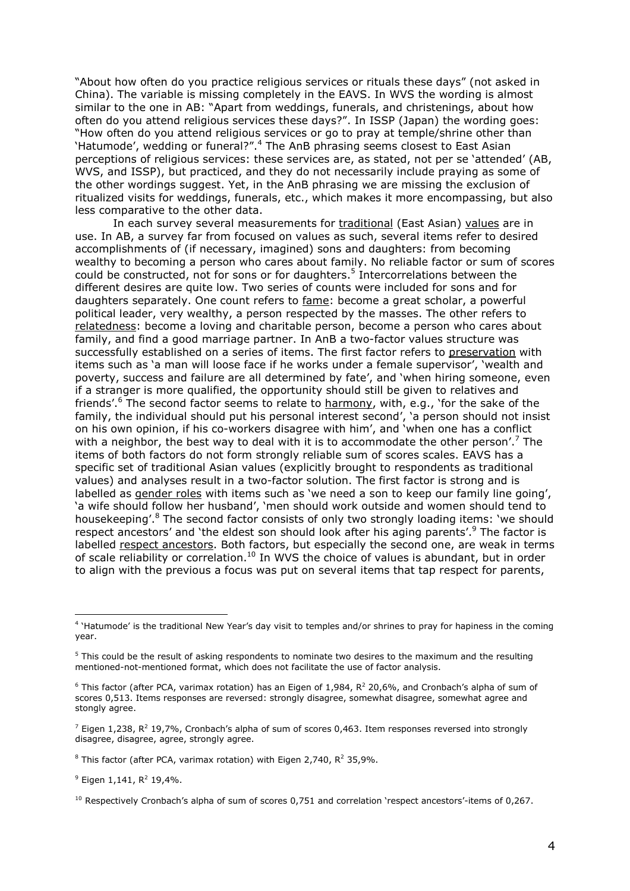"About how often do you practice religious services or rituals these days" (not asked in China). The variable is missing completely in the EAVS. In WVS the wording is almost similar to the one in AB: "Apart from weddings, funerals, and christenings, about how often do you attend religious services these days?". In ISSP (Japan) the wording goes: "How often do you attend religious services or go to pray at temple/shrine other than 'Hatumode', wedding or funeral?".[4] The AnB phrasing seems closest to East Asian perceptions of religious services: these services are, as stated, not per se 'attended' (AB, WVS, and ISSP), but practiced, and they do not necessarily include praying as some of the other wordings suggest. Yet, in the AnB phrasing we are missing the exclusion of ritualized visits for weddings, funerals, etc., which makes it more encompassing, but also less comparative to the other data.

In each survey several measurements for traditional (East Asian) values are in use. In AB, a survey far from focused on values as such, several items refer to desired accomplishments of (if necessary, imagined) sons and daughters: from becoming wealthy to becoming a person who cares about family. No reliable factor or sum of scores could be constructed, not for sons or for daughters.[5] Intercorrelations between the different desires are quite low. Two series of counts were included for sons and for daughters separately. One count refers to fame: become a great scholar, a powerful political leader, very wealthy, a person respected by the masses. The other refers to relatedness: become a loving and charitable person, become a person who cares about family, and find a good marriage partner. In AnB a two-factor values structure was successfully established on a series of items. The first factor refers to preservation with items such as 'a man will loose face if he works under a female supervisor', 'wealth and poverty, success and failure are all determined by fate', and 'when hiring someone, even if a stranger is more qualified, the opportunity should still be given to relatives and friends'.[6] The second factor seems to relate to harmony, with, e.g., 'for the sake of the family, the individual should put his personal interest second', 'a person should not insist on his own opinion, if his co-workers disagree with him', and 'when one has a conflict with a neighbor, the best way to deal with it is to accommodate the other person'.[7] The items of both factors do not form strongly reliable sum of scores scales. EAVS has a specific set of traditional Asian values (explicitly brought to respondents as traditional values) and analyses result in a two-factor solution. The first factor is strong and is labelled as gender roles with items such as 'we need a son to keep our family line going', 'a wife should follow her husband', 'men should work outside and women should tend to housekeeping'.[8] The second factor consists of only two strongly loading items: 'we should respect ancestors' and 'the eldest son should look after his aging parents'.[9] The factor is labelled respect ancestors. Both factors, but especially the second one, are weak in terms of scale reliability or correlation.[10] In WVS the choice of values is abundant, but in order to align with the previous a focus was put on several items that tap respect for parents,

---

[4] 'Hatumode' is the traditional New Year's day visit to temples and/or shrines to pray for hapiness in the coming year.

[5] This could be the result of asking respondents to nominate two desires to the maximum and the resulting mentioned-not-mentioned format, which does not facilitate the use of factor analysis.

[6] This factor (after PCA, varimax rotation) has an Eigen of 1,984, $R^2$ 20,6%, and Cronbach's alpha of sum of scores 0,513. Items responses are reversed: strongly disagree, somewhat disagree, somewhat agree and stongly agree.

[7] Eigen 1,238, $R^2$ 19,7%, Cronbach's alpha of sum of scores 0,463. Item responses reversed into strongly disagree, disagree, agree, strongly agree.

[8] This factor (after PCA, varimax rotation) with Eigen 2,740, $R^2$ 35,9%.

[9] Eigen 1,141, $R^2$ 19,4%.

[10] Respectively Cronbach's alpha of sum of scores 0,751 and correlation 'respect ancestors'-items of 0,267.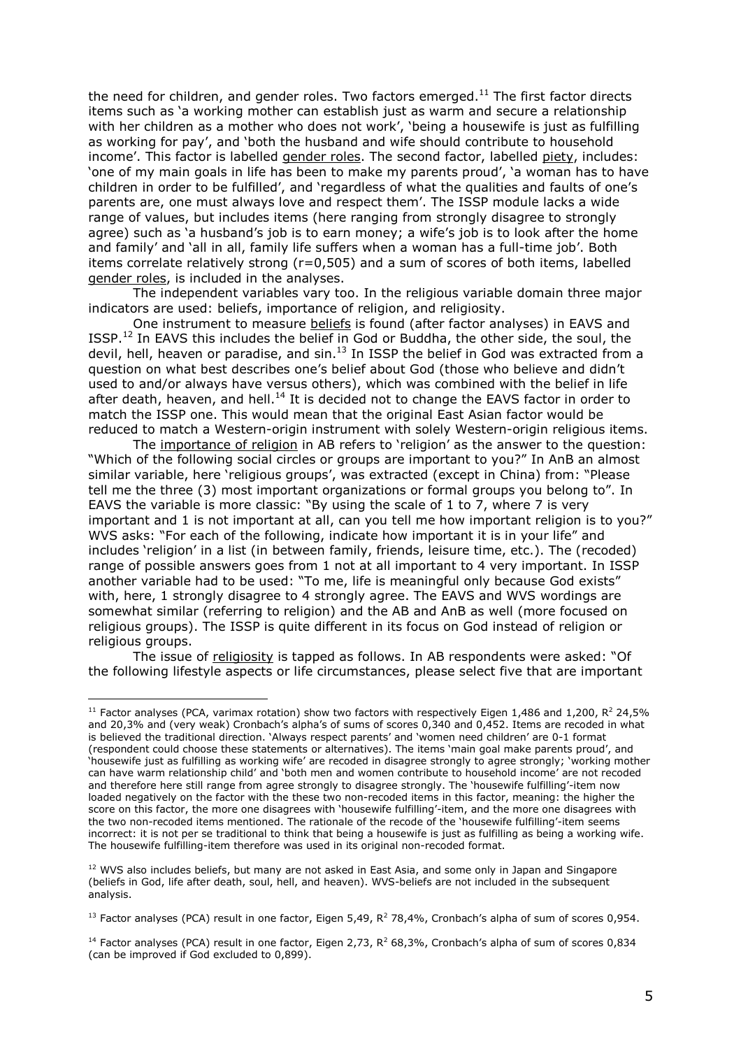the need for children, and gender roles. Two factors emerged.[11] The first factor directs items such as 'a working mother can establish just as warm and secure a relationship with her children as a mother who does not work', 'being a housewife is just as fulfilling as working for pay', and 'both the husband and wife should contribute to household income'. This factor is labelled <u>gender roles</u>. The second factor, labelled <u>piety</u>, includes: 'one of my main goals in life has been to make my parents proud', 'a woman has to have children in order to be fulfilled', and 'regardless of what the qualities and faults of one's parents are, one must always love and respect them'. The ISSP module lacks a wide range of values, but includes items (here ranging from strongly disagree to strongly agree) such as 'a husband's job is to earn money; a wife's job is to look after the home and family' and 'all in all, family life suffers when a woman has a full-time job'. Both items correlate relatively strong (r=0,505) and a sum of scores of both items, labelled <u>gender roles</u>, is included in the analyses.

The independent variables vary too. In the religious variable domain three major indicators are used: beliefs, importance of religion, and religiosity.

One instrument to measure <u>beliefs</u> is found (after factor analyses) in EAVS and ISSP.[12] In EAVS this includes the belief in God or Buddha, the other side, the soul, the devil, hell, heaven or paradise, and sin.[13] In ISSP the belief in God was extracted from a question on what best describes one's belief about God (those who believe and didn't used to and/or always have versus others), which was combined with the belief in life after death, heaven, and hell.[14] It is decided not to change the EAVS factor in order to match the ISSP one. This would mean that the original East Asian factor would be reduced to match a Western-origin instrument with solely Western-origin religious items.

The <u>importance of religion</u> in AB refers to 'religion' as the answer to the question: "Which of the following social circles or groups are important to you?" In AnB an almost similar variable, here 'religious groups', was extracted (except in China) from: "Please tell me the three (3) most important organizations or formal groups you belong to". In EAVS the variable is more classic: "By using the scale of 1 to 7, where 7 is very important and 1 is not important at all, can you tell me how important religion is to you?" WVS asks: "For each of the following, indicate how important it is in your life" and includes 'religion' in a list (in between family, friends, leisure time, etc.). The (recoded) range of possible answers goes from 1 not at all important to 4 very important. In ISSP another variable had to be used: "To me, life is meaningful only because God exists" with, here, 1 strongly disagree to 4 strongly agree. The EAVS and WVS wordings are somewhat similar (referring to religion) and the AB and AnB as well (more focused on religious groups). The ISSP is quite different in its focus on God instead of religion or religious groups.

The issue of <u>religiosity</u> is tapped as follows. In AB respondents were asked: "Of the following lifestyle aspects or life circumstances, please select five that are important

---

[11] Factor analyses (PCA, varimax rotation) show two factors with respectively Eigen 1,486 and 1,200, $R^2$ 24,5% and 20,3% and (very weak) Cronbach's alpha's of sums of scores 0,340 and 0,452. Items are recoded in what is believed the traditional direction. 'Always respect parents' and 'women need children' are 0-1 format (respondent could choose these statements or alternatives). The items 'main goal make parents proud', and 'housewife just as fulfilling as working wife' are recoded in disagree strongly to agree strongly; 'working mother can have warm relationship child' and 'both men and women contribute to household income' are not recoded and therefore here still range from agree strongly to disagree strongly. The 'housewife fulfilling'-item now loaded negatively on the factor with the these two non-recoded items in this factor, meaning: the higher the score on this factor, the more one disagrees with 'housewife fulfilling'-item, and the more one disagrees with the two non-recoded items mentioned. The rationale of the recode of the 'housewife fulfilling'-item seems incorrect: it is not per se traditional to think that being a housewife is just as fulfilling as being a working wife. The housewife fulfilling-item therefore was used in its original non-recoded format.

[12] WVS also includes beliefs, but many are not asked in East Asia, and some only in Japan and Singapore (beliefs in God, life after death, soul, hell, and heaven). WVS-beliefs are not included in the subsequent analysis.

[13] Factor analyses (PCA) result in one factor, Eigen 5,49, $R^2$ 78,4%, Cronbach's alpha of sum of scores 0,954.

[14] Factor analyses (PCA) result in one factor, Eigen 2,73, $R^2$ 68,3%, Cronbach's alpha of sum of scores 0,834 (can be improved if God excluded to 0,899).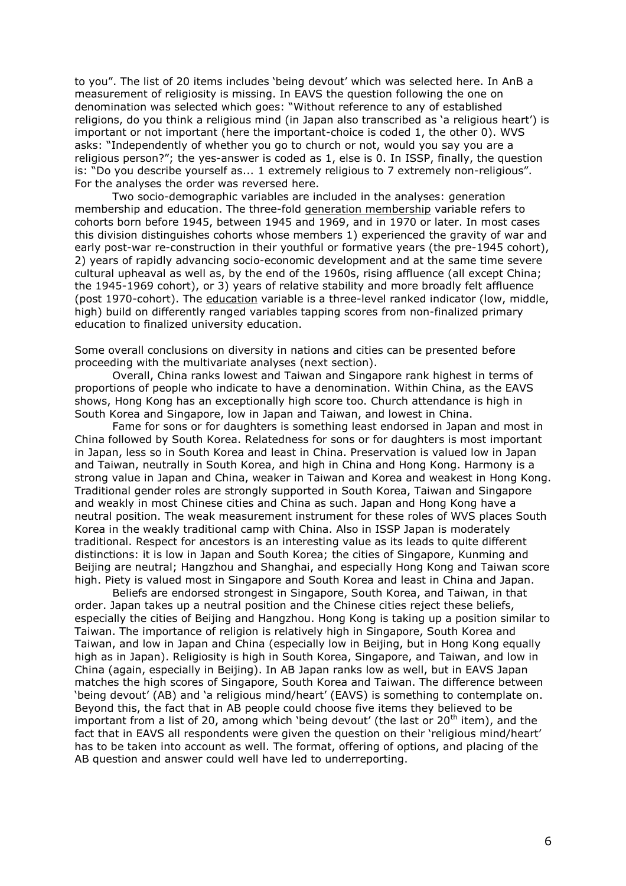to you". The list of 20 items includes 'being devout' which was selected here. In AnB a measurement of religiosity is missing. In EAVS the question following the one on denomination was selected which goes: "Without reference to any of established religions, do you think a religious mind (in Japan also transcribed as 'a religious heart') is important or not important (here the important-choice is coded 1, the other 0). WVS asks: "Independently of whether you go to church or not, would you say you are a religious person?"; the yes-answer is coded as 1, else is 0. In ISSP, finally, the question is: "Do you describe yourself as... 1 extremely religious to 7 extremely non-religious". For the analyses the order was reversed here.

Two socio-demographic variables are included in the analyses: generation membership and education. The three-fold <u>generation membership</u> variable refers to cohorts born before 1945, between 1945 and 1969, and in 1970 or later. In most cases this division distinguishes cohorts whose members 1) experienced the gravity of war and early post-war re-construction in their youthful or formative years (the pre-1945 cohort), 2) years of rapidly advancing socio-economic development and at the same time severe cultural upheaval as well as, by the end of the 1960s, rising affluence (all except China; the 1945-1969 cohort), or 3) years of relative stability and more broadly felt affluence (post 1970-cohort). The <u>education</u> variable is a three-level ranked indicator (low, middle, high) build on differently ranged variables tapping scores from non-finalized primary education to finalized university education.

Some overall conclusions on diversity in nations and cities can be presented before proceeding with the multivariate analyses (next section).

Overall, China ranks lowest and Taiwan and Singapore rank highest in terms of proportions of people who indicate to have a denomination. Within China, as the EAVS shows, Hong Kong has an exceptionally high score too. Church attendance is high in South Korea and Singapore, low in Japan and Taiwan, and lowest in China.

Fame for sons or for daughters is something least endorsed in Japan and most in China followed by South Korea. Relatedness for sons or for daughters is most important in Japan, less so in South Korea and least in China. Preservation is valued low in Japan and Taiwan, neutrally in South Korea, and high in China and Hong Kong. Harmony is a strong value in Japan and China, weaker in Taiwan and Korea and weakest in Hong Kong. Traditional gender roles are strongly supported in South Korea, Taiwan and Singapore and weakly in most Chinese cities and China as such. Japan and Hong Kong have a neutral position. The weak measurement instrument for these roles of WVS places South Korea in the weakly traditional camp with China. Also in ISSP Japan is moderately traditional. Respect for ancestors is an interesting value as its leads to quite different distinctions: it is low in Japan and South Korea; the cities of Singapore, Kunming and Beijing are neutral; Hangzhou and Shanghai, and especially Hong Kong and Taiwan score high. Piety is valued most in Singapore and South Korea and least in China and Japan.

Beliefs are endorsed strongest in Singapore, South Korea, and Taiwan, in that order. Japan takes up a neutral position and the Chinese cities reject these beliefs, especially the cities of Beijing and Hangzhou. Hong Kong is taking up a position similar to Taiwan. The importance of religion is relatively high in Singapore, South Korea and Taiwan, and low in Japan and China (especially low in Beijing, but in Hong Kong equally high as in Japan). Religiosity is high in South Korea, Singapore, and Taiwan, and low in China (again, especially in Beijing). In AB Japan ranks low as well, but in EAVS Japan matches the high scores of Singapore, South Korea and Taiwan. The difference between 'being devout' (AB) and 'a religious mind/heart' (EAVS) is something to contemplate on. Beyond this, the fact that in AB people could choose five items they believed to be important from a list of 20, among which 'being devout' (the last or 20th item), and the fact that in EAVS all respondents were given the question on their 'religious mind/heart' has to be taken into account as well. The format, offering of options, and placing of the AB question and answer could well have led to underreporting.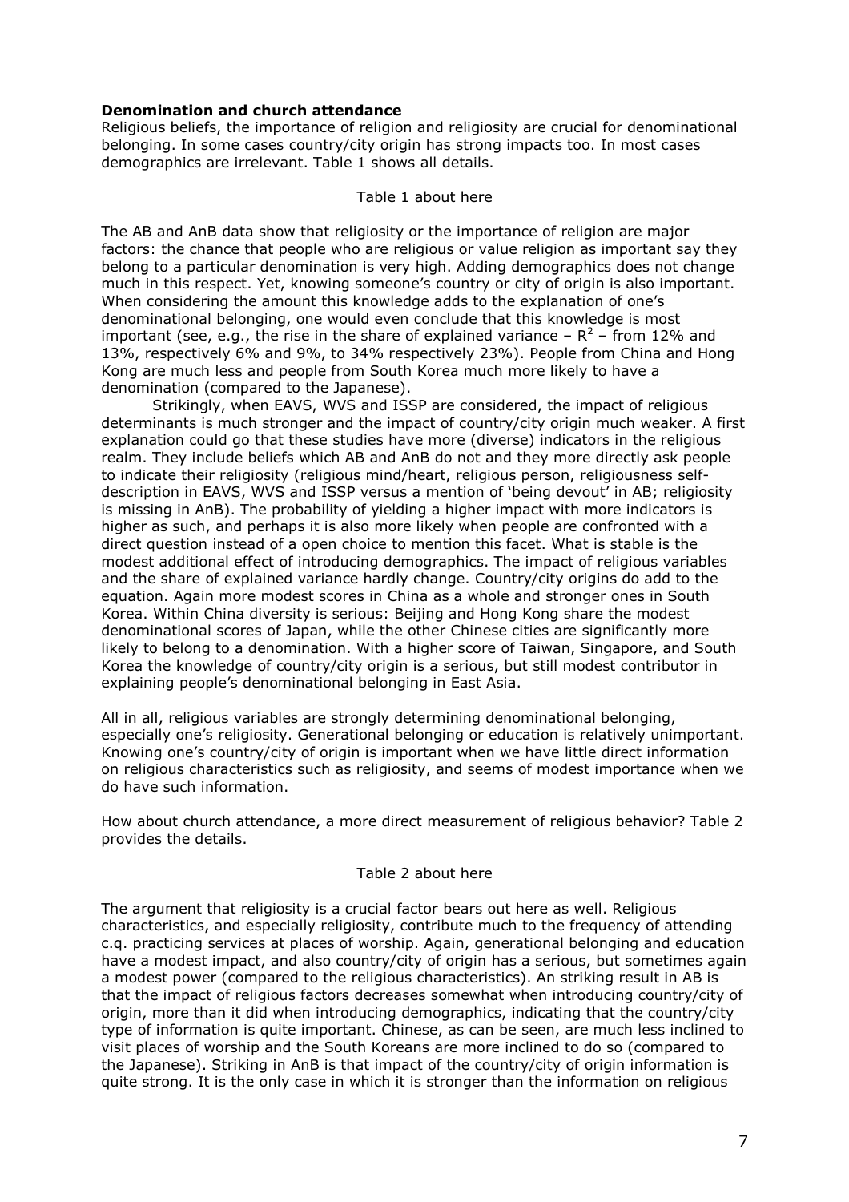**Denomination and church attendance**

Religious beliefs, the importance of religion and religiosity are crucial for denominational belonging. In some cases country/city origin has strong impacts too. In most cases demographics are irrelevant. Table 1 shows all details.

Table 1 about here

The AB and AnB data show that religiosity or the importance of religion are major factors: the chance that people who are religious or value religion as important say they belong to a particular denomination is very high. Adding demographics does not change much in this respect. Yet, knowing someone's country or city of origin is also important. When considering the amount this knowledge adds to the explanation of one's denominational belonging, one would even conclude that this knowledge is most important (see, e.g., the rise in the share of explained variance – $R^2$ – from 12% and 13%, respectively 6% and 9%, to 34% respectively 23%). People from China and Hong Kong are much less and people from South Korea much more likely to have a denomination (compared to the Japanese).

Strikingly, when EAVS, WVS and ISSP are considered, the impact of religious determinants is much stronger and the impact of country/city origin much weaker. A first explanation could go that these studies have more (diverse) indicators in the religious realm. They include beliefs which AB and AnB do not and they more directly ask people to indicate their religiosity (religious mind/heart, religious person, religiousness self-description in EAVS, WVS and ISSP versus a mention of 'being devout' in AB; religiosity is missing in AnB). The probability of yielding a higher impact with more indicators is higher as such, and perhaps it is also more likely when people are confronted with a direct question instead of a open choice to mention this facet. What is stable is the modest additional effect of introducing demographics. The impact of religious variables and the share of explained variance hardly change. Country/city origins do add to the equation. Again more modest scores in China as a whole and stronger ones in South Korea. Within China diversity is serious: Beijing and Hong Kong share the modest denominational scores of Japan, while the other Chinese cities are significantly more likely to belong to a denomination. With a higher score of Taiwan, Singapore, and South Korea the knowledge of country/city origin is a serious, but still modest contributor in explaining people's denominational belonging in East Asia.

All in all, religious variables are strongly determining denominational belonging, especially one's religiosity. Generational belonging or education is relatively unimportant. Knowing one's country/city of origin is important when we have little direct information on religious characteristics such as religiosity, and seems of modest importance when we do have such information.

How about church attendance, a more direct measurement of religious behavior? Table 2 provides the details.

Table 2 about here

The argument that religiosity is a crucial factor bears out here as well. Religious characteristics, and especially religiosity, contribute much to the frequency of attending c.q. practicing services at places of worship. Again, generational belonging and education have a modest impact, and also country/city of origin has a serious, but sometimes again a modest power (compared to the religious characteristics). An striking result in AB is that the impact of religious factors decreases somewhat when introducing country/city of origin, more than it did when introducing demographics, indicating that the country/city type of information is quite important. Chinese, as can be seen, are much less inclined to visit places of worship and the South Koreans are more inclined to do so (compared to the Japanese). Striking in AnB is that impact of the country/city of origin information is quite strong. It is the only case in which it is stronger than the information on religious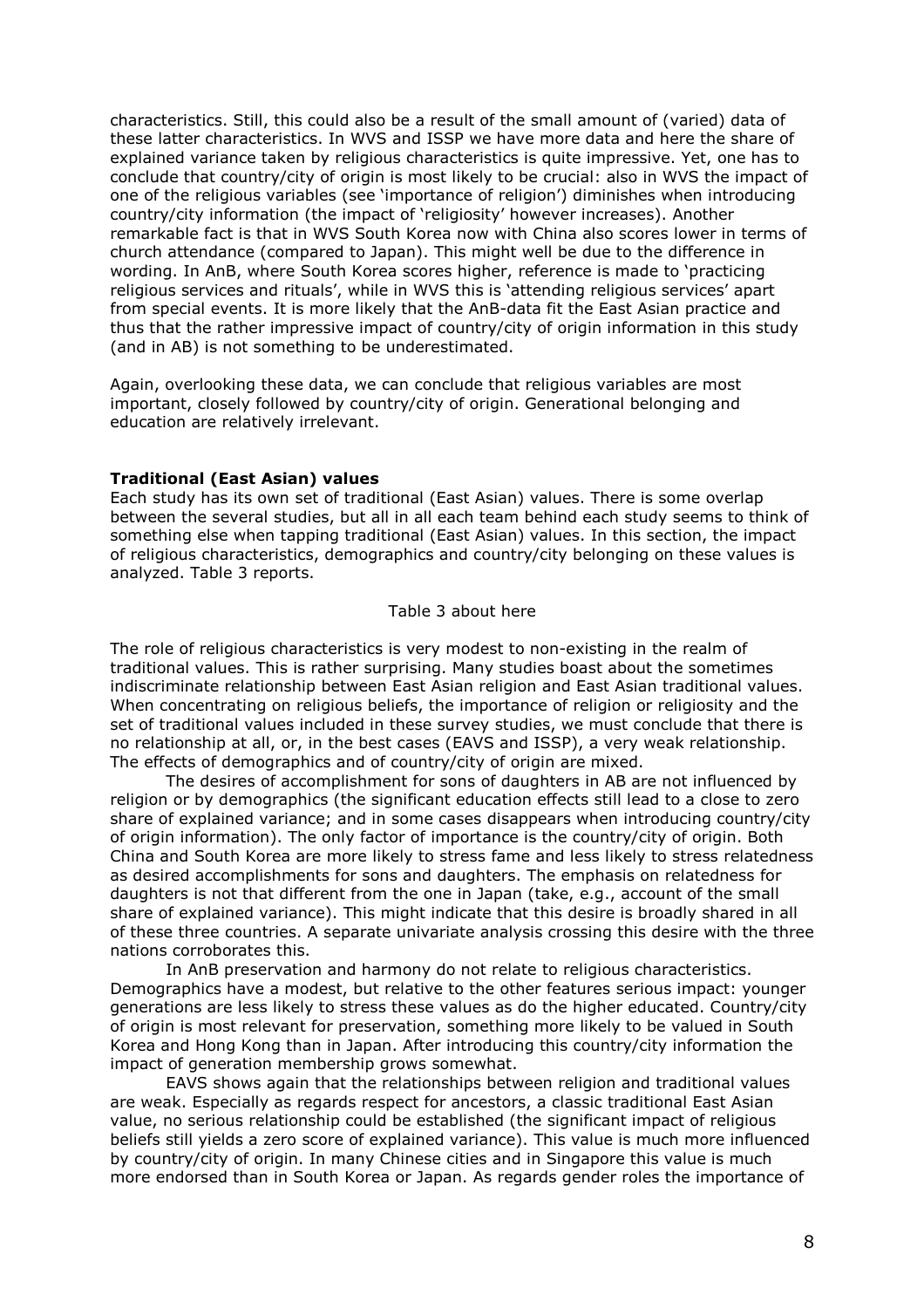characteristics. Still, this could also be a result of the small amount of (varied) data of these latter characteristics. In WVS and ISSP we have more data and here the share of explained variance taken by religious characteristics is quite impressive. Yet, one has to conclude that country/city of origin is most likely to be crucial: also in WVS the impact of one of the religious variables (see 'importance of religion') diminishes when introducing country/city information (the impact of 'religiosity' however increases). Another remarkable fact is that in WVS South Korea now with China also scores lower in terms of church attendance (compared to Japan). This might well be due to the difference in wording. In AnB, where South Korea scores higher, reference is made to 'practicing religious services and rituals', while in WVS this is 'attending religious services' apart from special events. It is more likely that the AnB-data fit the East Asian practice and thus that the rather impressive impact of country/city of origin information in this study (and in AB) is not something to be underestimated.

Again, overlooking these data, we can conclude that religious variables are most important, closely followed by country/city of origin. Generational belonging and education are relatively irrelevant.

**Traditional (East Asian) values**

Each study has its own set of traditional (East Asian) values. There is some overlap between the several studies, but all in all each team behind each study seems to think of something else when tapping traditional (East Asian) values. In this section, the impact of religious characteristics, demographics and country/city belonging on these values is analyzed. Table 3 reports.

Table 3 about here

The role of religious characteristics is very modest to non-existing in the realm of traditional values. This is rather surprising. Many studies boast about the sometimes indiscriminate relationship between East Asian religion and East Asian traditional values. When concentrating on religious beliefs, the importance of religion or religiosity and the set of traditional values included in these survey studies, we must conclude that there is no relationship at all, or, in the best cases (EAVS and ISSP), a very weak relationship. The effects of demographics and of country/city of origin are mixed.

The desires of accomplishment for sons of daughters in AB are not influenced by religion or by demographics (the significant education effects still lead to a close to zero share of explained variance; and in some cases disappears when introducing country/city of origin information). The only factor of importance is the country/city of origin. Both China and South Korea are more likely to stress fame and less likely to stress relatedness as desired accomplishments for sons and daughters. The emphasis on relatedness for daughters is not that different from the one in Japan (take, e.g., account of the small share of explained variance). This might indicate that this desire is broadly shared in all of these three countries. A separate univariate analysis crossing this desire with the three nations corroborates this.

In AnB preservation and harmony do not relate to religious characteristics. Demographics have a modest, but relative to the other features serious impact: younger generations are less likely to stress these values as do the higher educated. Country/city of origin is most relevant for preservation, something more likely to be valued in South Korea and Hong Kong than in Japan. After introducing this country/city information the impact of generation membership grows somewhat.

EAVS shows again that the relationships between religion and traditional values are weak. Especially as regards respect for ancestors, a classic traditional East Asian value, no serious relationship could be established (the significant impact of religious beliefs still yields a zero score of explained variance). This value is much more influenced by country/city of origin. In many Chinese cities and in Singapore this value is much more endorsed than in South Korea or Japan. As regards gender roles the importance of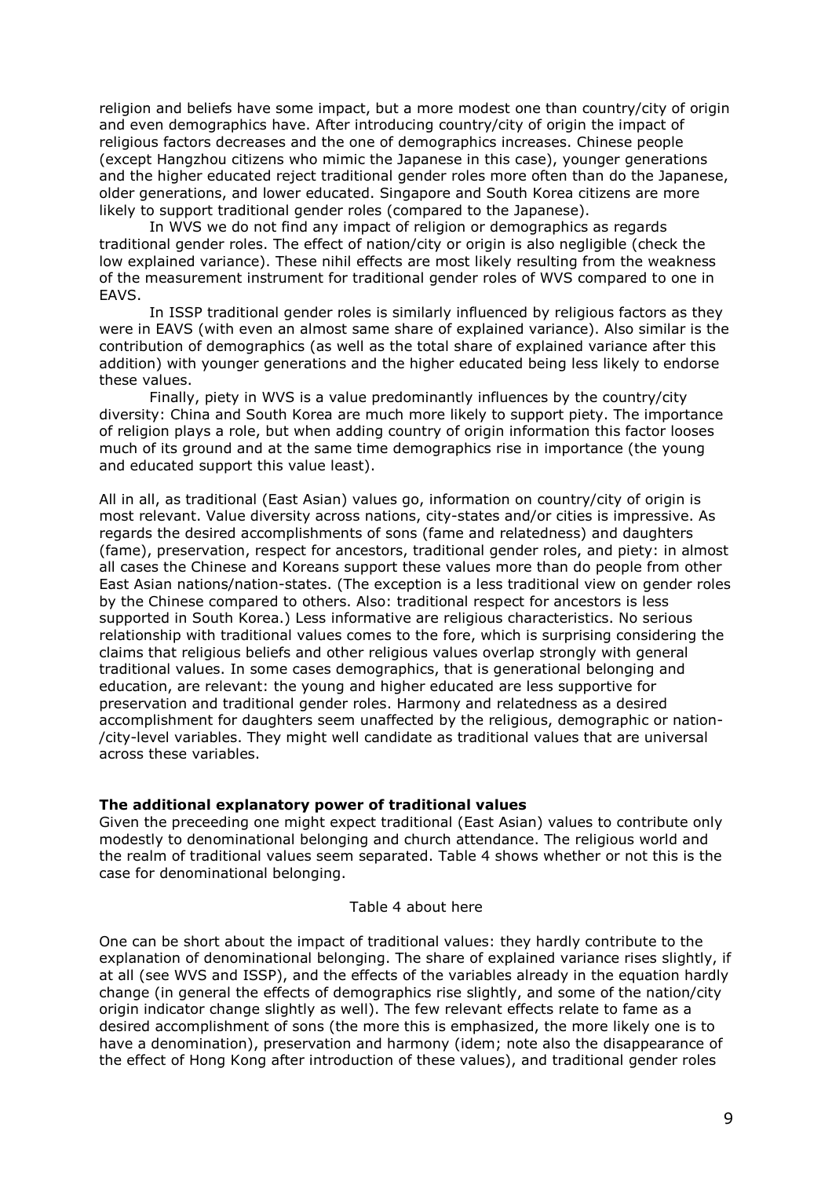religion and beliefs have some impact, but a more modest one than country/city of origin and even demographics have. After introducing country/city of origin the impact of religious factors decreases and the one of demographics increases. Chinese people (except Hangzhou citizens who mimic the Japanese in this case), younger generations and the higher educated reject traditional gender roles more often than do the Japanese, older generations, and lower educated. Singapore and South Korea citizens are more likely to support traditional gender roles (compared to the Japanese).

In WVS we do not find any impact of religion or demographics as regards traditional gender roles. The effect of nation/city or origin is also negligible (check the low explained variance). These nihil effects are most likely resulting from the weakness of the measurement instrument for traditional gender roles of WVS compared to one in EAVS.

In ISSP traditional gender roles is similarly influenced by religious factors as they were in EAVS (with even an almost same share of explained variance). Also similar is the contribution of demographics (as well as the total share of explained variance after this addition) with younger generations and the higher educated being less likely to endorse these values.

Finally, piety in WVS is a value predominantly influences by the country/city diversity: China and South Korea are much more likely to support piety. The importance of religion plays a role, but when adding country of origin information this factor looses much of its ground and at the same time demographics rise in importance (the young and educated support this value least).

All in all, as traditional (East Asian) values go, information on country/city of origin is most relevant. Value diversity across nations, city-states and/or cities is impressive. As regards the desired accomplishments of sons (fame and relatedness) and daughters (fame), preservation, respect for ancestors, traditional gender roles, and piety: in almost all cases the Chinese and Koreans support these values more than do people from other East Asian nations/nation-states. (The exception is a less traditional view on gender roles by the Chinese compared to others. Also: traditional respect for ancestors is less supported in South Korea.) Less informative are religious characteristics. No serious relationship with traditional values comes to the fore, which is surprising considering the claims that religious beliefs and other religious values overlap strongly with general traditional values. In some cases demographics, that is generational belonging and education, are relevant: the young and higher educated are less supportive for preservation and traditional gender roles. Harmony and relatedness as a desired accomplishment for daughters seem unaffected by the religious, demographic or nation-/city-level variables. They might well candidate as traditional values that are universal across these variables.

### The additional explanatory power of traditional values

Given the preceeding one might expect traditional (East Asian) values to contribute only modestly to denominational belonging and church attendance. The religious world and the realm of traditional values seem separated. Table 4 shows whether or not this is the case for denominational belonging.

Table 4 about here

One can be short about the impact of traditional values: they hardly contribute to the explanation of denominational belonging. The share of explained variance rises slightly, if at all (see WVS and ISSP), and the effects of the variables already in the equation hardly change (in general the effects of demographics rise slightly, and some of the nation/city origin indicator change slightly as well). The few relevant effects relate to fame as a desired accomplishment of sons (the more this is emphasized, the more likely one is to have a denomination), preservation and harmony (idem; note also the disappearance of the effect of Hong Kong after introduction of these values), and traditional gender roles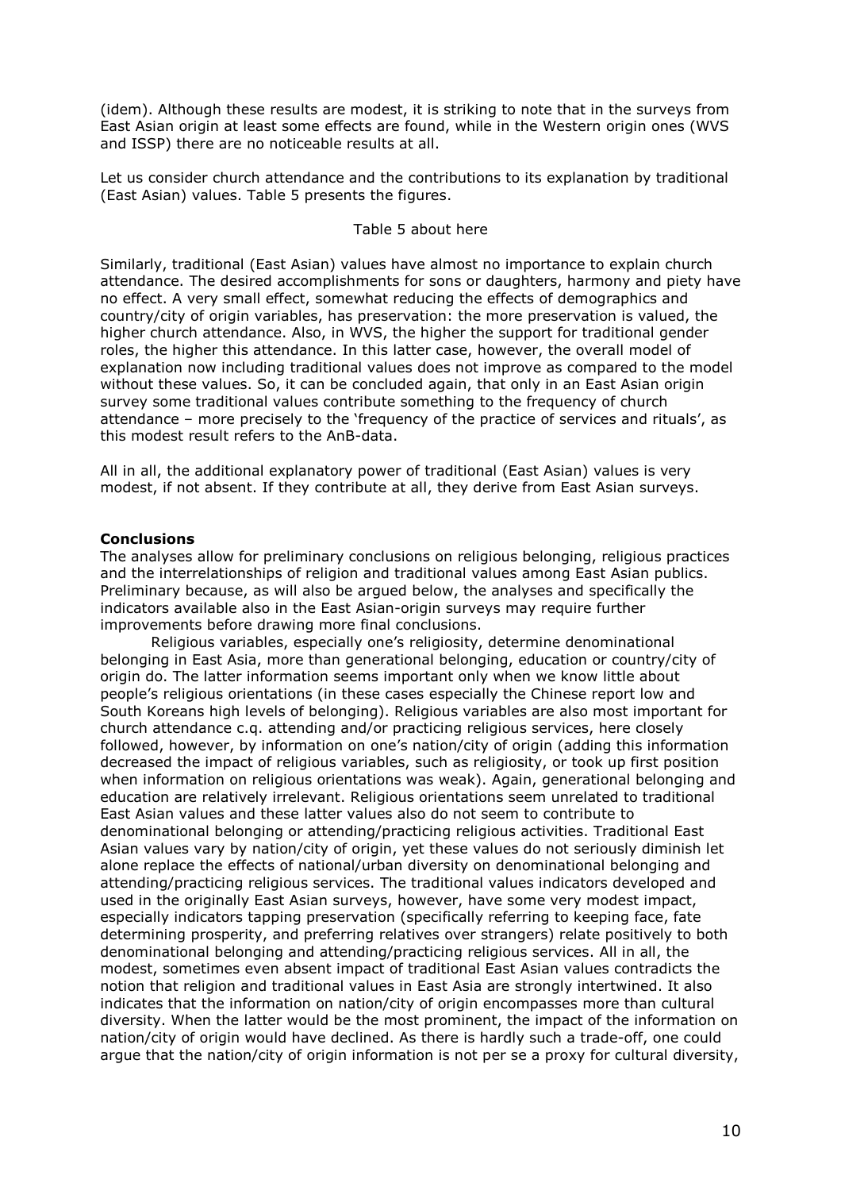(idem). Although these results are modest, it is striking to note that in the surveys from East Asian origin at least some effects are found, while in the Western origin ones (WVS and ISSP) there are no noticeable results at all.

Let us consider church attendance and the contributions to its explanation by traditional (East Asian) values. Table 5 presents the figures.

Table 5 about here

Similarly, traditional (East Asian) values have almost no importance to explain church attendance. The desired accomplishments for sons or daughters, harmony and piety have no effect. A very small effect, somewhat reducing the effects of demographics and country/city of origin variables, has preservation: the more preservation is valued, the higher church attendance. Also, in WVS, the higher the support for traditional gender roles, the higher this attendance. In this latter case, however, the overall model of explanation now including traditional values does not improve as compared to the model without these values. So, it can be concluded again, that only in an East Asian origin survey some traditional values contribute something to the frequency of church attendance – more precisely to the 'frequency of the practice of services and rituals', as this modest result refers to the AnB-data.

All in all, the additional explanatory power of traditional (East Asian) values is very modest, if not absent. If they contribute at all, they derive from East Asian surveys.

**Conclusions**

The analyses allow for preliminary conclusions on religious belonging, religious practices and the interrelationships of religion and traditional values among East Asian publics. Preliminary because, as will also be argued below, the analyses and specifically the indicators available also in the East Asian-origin surveys may require further improvements before drawing more final conclusions.

Religious variables, especially one's religiosity, determine denominational belonging in East Asia, more than generational belonging, education or country/city of origin do. The latter information seems important only when we know little about people's religious orientations (in these cases especially the Chinese report low and South Koreans high levels of belonging). Religious variables are also most important for church attendance c.q. attending and/or practicing religious services, here closely followed, however, by information on one's nation/city of origin (adding this information decreased the impact of religious variables, such as religiosity, or took up first position when information on religious orientations was weak). Again, generational belonging and education are relatively irrelevant. Religious orientations seem unrelated to traditional East Asian values and these latter values also do not seem to contribute to denominational belonging or attending/practicing religious activities. Traditional East Asian values vary by nation/city of origin, yet these values do not seriously diminish let alone replace the effects of national/urban diversity on denominational belonging and attending/practicing religious services. The traditional values indicators developed and used in the originally East Asian surveys, however, have some very modest impact, especially indicators tapping preservation (specifically referring to keeping face, fate determining prosperity, and preferring relatives over strangers) relate positively to both denominational belonging and attending/practicing religious services. All in all, the modest, sometimes even absent impact of traditional East Asian values contradicts the notion that religion and traditional values in East Asia are strongly intertwined. It also indicates that the information on nation/city of origin encompasses more than cultural diversity. When the latter would be the most prominent, the impact of the information on nation/city of origin would have declined. As there is hardly such a trade-off, one could argue that the nation/city of origin information is not per se a proxy for cultural diversity,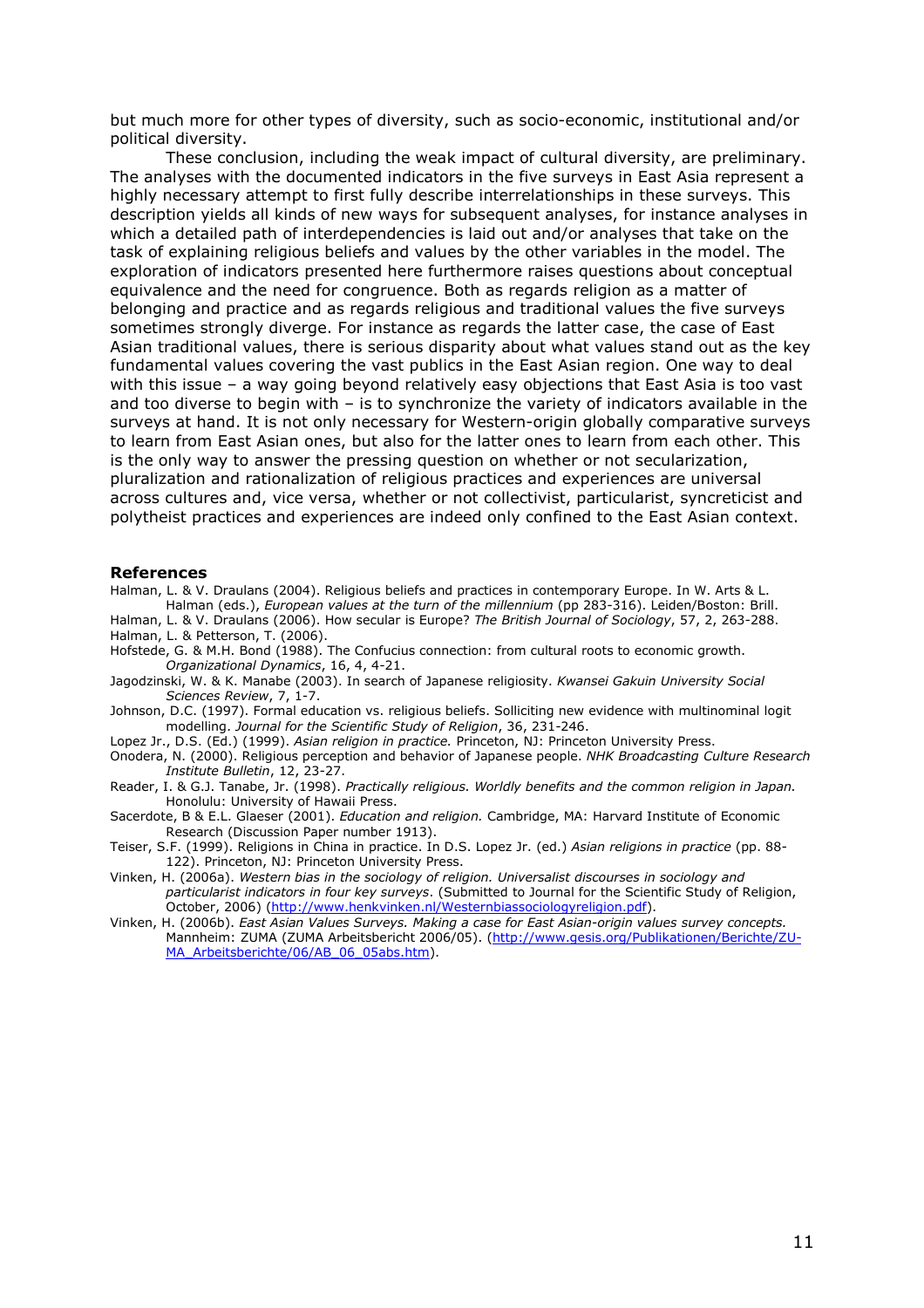but much more for other types of diversity, such as socio-economic, institutional and/or political diversity.

These conclusion, including the weak impact of cultural diversity, are preliminary. The analyses with the documented indicators in the five surveys in East Asia represent a highly necessary attempt to first fully describe interrelationships in these surveys. This description yields all kinds of new ways for subsequent analyses, for instance analyses in which a detailed path of interdependencies is laid out and/or analyses that take on the task of explaining religious beliefs and values by the other variables in the model. The exploration of indicators presented here furthermore raises questions about conceptual equivalence and the need for congruence. Both as regards religion as a matter of belonging and practice and as regards religious and traditional values the five surveys sometimes strongly diverge. For instance as regards the latter case, the case of East Asian traditional values, there is serious disparity about what values stand out as the key fundamental values covering the vast publics in the East Asian region. One way to deal with this issue – a way going beyond relatively easy objections that East Asia is too vast and too diverse to begin with – is to synchronize the variety of indicators available in the surveys at hand. It is not only necessary for Western-origin globally comparative surveys to learn from East Asian ones, but also for the latter ones to learn from each other. This is the only way to answer the pressing question on whether or not secularization, pluralization and rationalization of religious practices and experiences are universal across cultures and, vice versa, whether or not collectivist, particularist, syncreticist and polytheist practices and experiences are indeed only confined to the East Asian context.

**References**

Halman, L. & V. Draulans (2004). Religious beliefs and practices in contemporary Europe. In W. Arts & L. Halman (eds.), *European values at the turn of the millennium* (pp 283-316). Leiden/Boston: Brill.

Halman, L. & V. Draulans (2006). How secular is Europe? *The British Journal of Sociology*, 57, 2, 263-288.

Halman, L. & Petterson, T. (2006).

Hofstede, G. & M.H. Bond (1988). The Confucius connection: from cultural roots to economic growth. *Organizational Dynamics*, 16, 4, 4-21.

Jagodzinski, W. & K. Manabe (2003). In search of Japanese religiosity. *Kwansei Gakuin University Social Sciences Review*, 7, 1-7.

Johnson, D.C. (1997). Formal education vs. religious beliefs. Solliciting new evidence with multinominal logit modelling. *Journal for the Scientific Study of Religion*, 36, 231-246.

Lopez Jr., D.S. (Ed.) (1999). *Asian religion in practice.* Princeton, NJ: Princeton University Press.

Onodera, N. (2000). Religious perception and behavior of Japanese people. *NHK Broadcasting Culture Research Institute Bulletin*, 12, 23-27.

Reader, I. & G.J. Tanabe, Jr. (1998). *Practically religious. Worldly benefits and the common religion in Japan.* Honolulu: University of Hawaii Press.

Sacerdote, B & E.L. Glaeser (2001). *Education and religion.* Cambridge, MA: Harvard Institute of Economic Research (Discussion Paper number 1913).

Teiser, S.F. (1999). Religions in China in practice. In D.S. Lopez Jr. (ed.) *Asian religions in practice* (pp. 88-122). Princeton, NJ: Princeton University Press.

Vinken, H. (2006a). *Western bias in the sociology of religion. Universalist discourses in sociology and particularist indicators in four key surveys*. (Submitted to Journal for the Scientific Study of Religion, October, 2006) (http://www.henkvinken.nl/Westernbiassociologyreligion.pdf).

Vinken, H. (2006b). *East Asian Values Surveys. Making a case for East Asian-origin values survey concepts.* Mannheim: ZUMA (ZUMA Arbeitsbericht 2006/05). (http://www.gesis.org/Publikationen/Berichte/ZU-MA_Arbeitsberichte/06/AB_06_05abs.htm).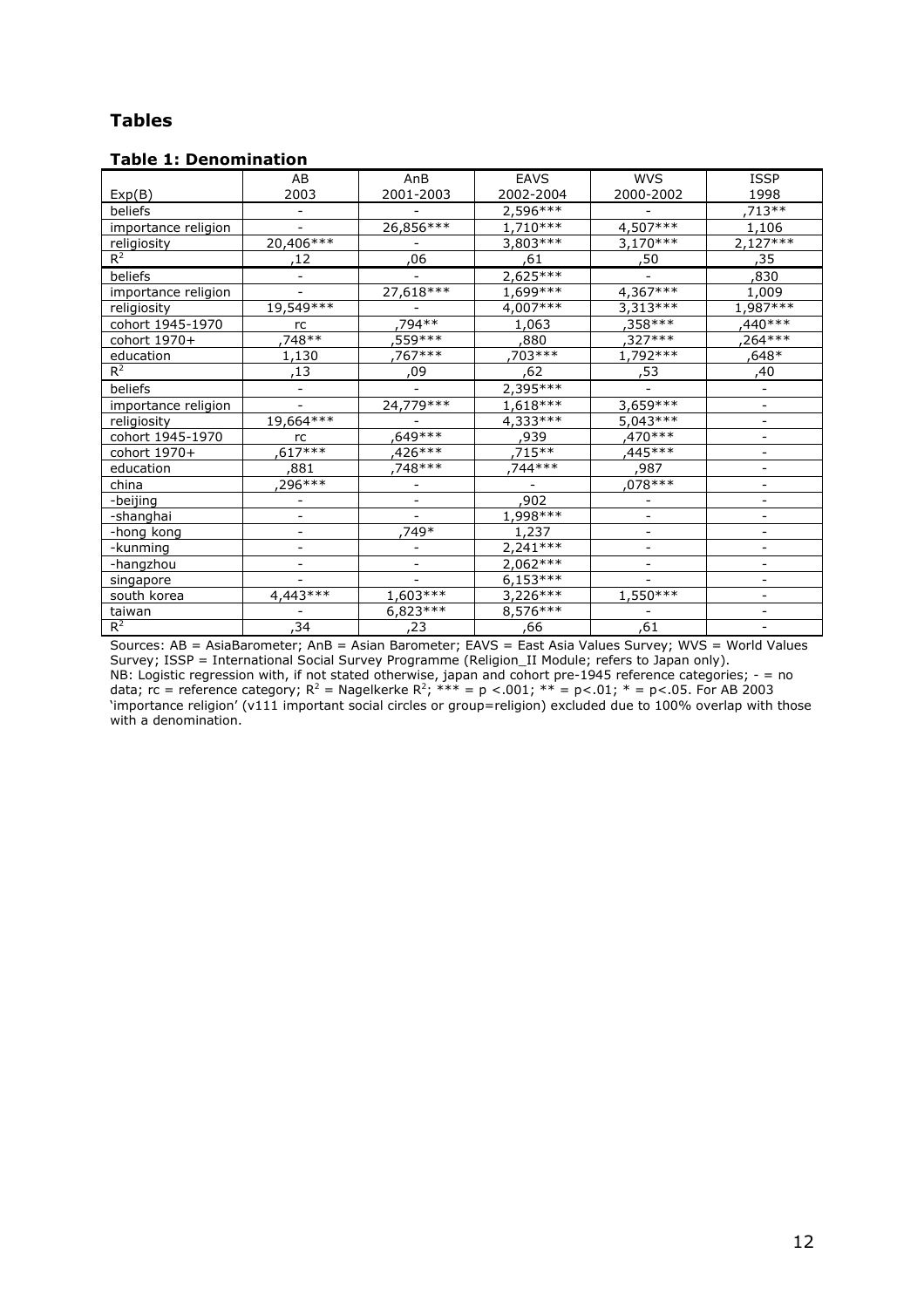## Tables

### Table 1: Denomination

| Exp(B) | AB 2003 | AnB 2001-2003 | EAVS 2002-2004 | WVS 2000-2002 | ISSP 1998 |
|---|---|---|---|---|---|
| beliefs | - | - | 2,596*** | - | ,713** |
| importance religion | - | 26,856*** | 1,710*** | 4,507*** | 1,106 |
| religiosity | 20,406*** | - | 3,803*** | 3,170*** | 2,127*** |
| $R^2$ | ,12 | ,06 | ,61 | ,50 | ,35 |
| beliefs | - | - | 2,625*** | - | ,830 |
| importance religion | - | 27,618*** | 1,699*** | 4,367*** | 1,009 |
| religiosity | 19,549*** | - | 4,007*** | 3,313*** | 1,987*** |
| cohort 1945-1970 | rc | ,794** | 1,063 | ,358*** | ,440*** |
| cohort 1970+ | ,748** | ,559*** | ,880 | ,327*** | ,264*** |
| education | 1,130 | ,767*** | ,703*** | 1,792*** | ,648* |
| $R^2$ | ,13 | ,09 | ,62 | ,53 | ,40 |
| beliefs | - | - | 2,395*** | - | - |
| importance religion | - | 24,779*** | 1,618*** | 3,659*** | - |
| religiosity | 19,664*** | - | 4,333*** | 5,043*** | - |
| cohort 1945-1970 | rc | ,649*** | ,939 | ,470*** | - |
| cohort 1970+ | ,617*** | ,426*** | ,715** | ,445*** | - |
| education | ,881 | ,748*** | ,744*** | ,987 | - |
| china | ,296*** | - | - | ,078*** | - |
| -beijing | - | - | ,902 | - | - |
| -shanghai | - | - | 1,998*** | - | - |
| -hong kong | - | ,749* | 1,237 | - | - |
| -kunming | - | - | 2,241*** | - | - |
| -hangzhou | - | - | 2,062*** | - | - |
| singapore | - | - | 6,153*** | - | - |
| south korea | 4,443*** | 1,603*** | 3,226*** | 1,550*** | - |
| taiwan | - | 6,823*** | 8,576*** | - | - |
| $R^2$ | ,34 | ,23 | ,66 | ,61 | - |

Sources: AB = AsiaBarometer; AnB = Asian Barometer; EAVS = East Asia Values Survey; WVS = World Values Survey; ISSP = International Social Survey Programme (Religion_II Module; refers to Japan only).
NB: Logistic regression with, if not stated otherwise, japan and cohort pre-1945 reference categories; - = no data; rc = reference category; $R^2$ = Nagelkerke $R^2$; *** = p <.001; ** = p<.01; * = p<.05. For AB 2003 'importance religion' (v111 important social circles or group=religion) excluded due to 100% overlap with those with a denomination.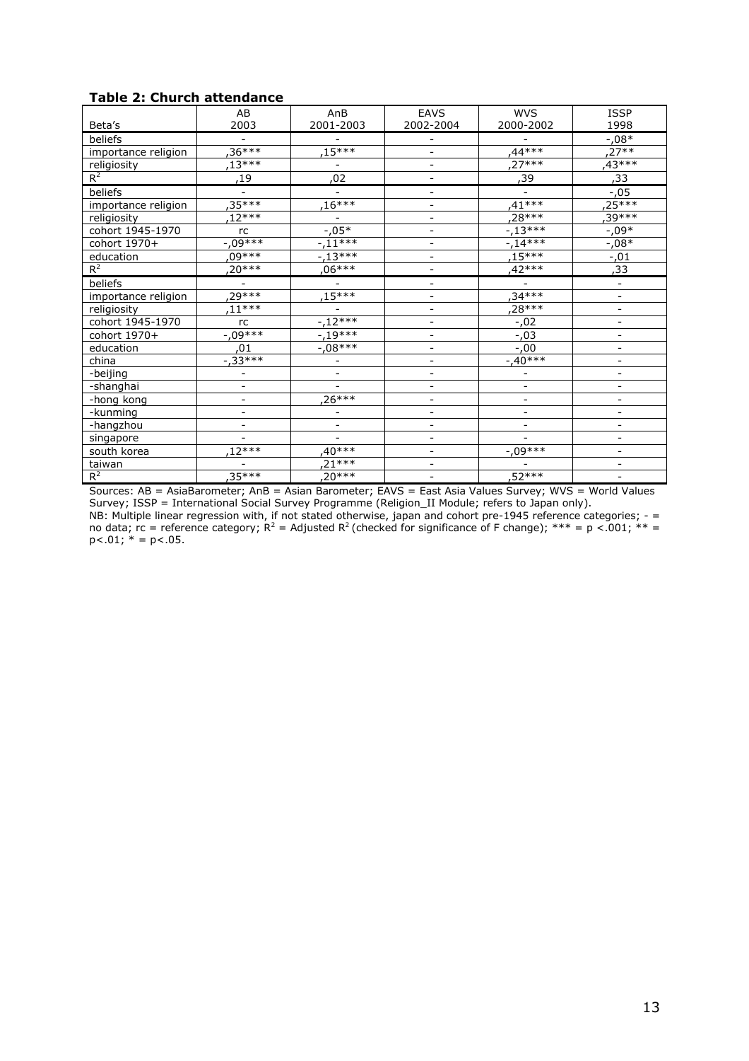**Table 2: Church attendance**

| Beta's | AB 2003 | AnB 2001-2003 | EAVS 2002-2004 | WVS 2000-2002 | ISSP 1998 |
|---|---|---|---|---|---|
| beliefs | - | - | - | - | -,08* |
| importance religion | ,36*** | ,15*** | - | ,44*** | ,27** |
| religiosity | ,13*** | - | - | ,27*** | ,43*** |
| $R^2$ | ,19 | ,02 | - | ,39 | ,33 |
| beliefs | - | - | - | - | -,05 |
| importance religion | ,35*** | ,16*** | - | ,41*** | ,25*** |
| religiosity | ,12*** | - | - | ,28*** | ,39*** |
| cohort 1945-1970 | rc | -,05* | - | -,13*** | -,09* |
| cohort 1970+ | -,09*** | -,11*** | - | -,14*** | -,08* |
| education | ,09*** | -,13*** | - | ,15*** | -,01 |
| $R^2$ | ,20*** | ,06*** | - | ,42*** | ,33 |
| beliefs | - | - | - | - | - |
| importance religion | ,29*** | ,15*** | - | ,34*** | - |
| religiosity | ,11*** | - | - | ,28*** | - |
| cohort 1945-1970 | rc | -,12*** | - | -,02 | - |
| cohort 1970+ | -,09*** | -,19*** | - | -,03 | - |
| education | ,01 | -,08*** | - | -,00 | - |
| china | -,33*** | - | - | -,40*** | - |
| -beijing | - | - | - | - | - |
| -shanghai | - | - | - | - | - |
| -hong kong | - | ,26*** | - | - | - |
| -kunming | - | - | - | - | - |
| -hangzhou | - | - | - | - | - |
| singapore | - | - | - | - | - |
| south korea | ,12*** | ,40*** | - | -,09*** | - |
| taiwan | - | ,21*** | - | - | - |
| $R^2$ | ,35*** | ,20*** | - | ,52*** | - |

Sources: AB = AsiaBarometer; AnB = Asian Barometer; EAVS = East Asia Values Survey; WVS = World Values Survey; ISSP = International Social Survey Programme (Religion_II Module; refers to Japan only).
NB: Multiple linear regression with, if not stated otherwise, japan and cohort pre-1945 reference categories; - = no data; rc = reference category; $R^2$ = Adjusted $R^2$ (checked for significance of F change); *** = p <.001; ** = p<.01; * = p<.05.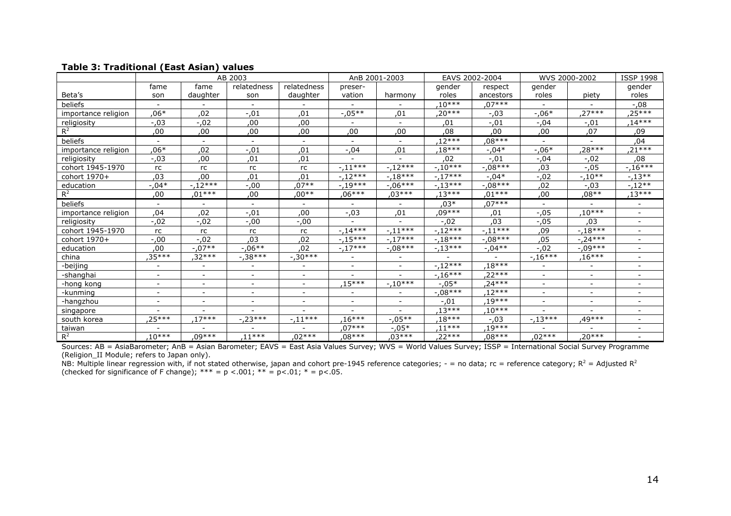**Table 3: Traditional (East Asian) values**

| | AB 2003 | | | | AnB 2001-2003 | | EAVS 2002-2004 | | WVS 2000-2002 | | ISSP 1998 |
|---|---|---|---|---|---|---|---|---|---|---|---|
| Beta's | fame son | fame daughter | relatedness son | relatedness daughter | preser-vation | harmony | gender roles | respect ancestors | gender roles | piety | gender roles |
| beliefs | - | - | - | - | - | - | ,10*** | ,07*** | - | - | -,08 |
| importance religion | ,06* | ,02 | -,01 | ,01 | -,05** | ,01 | ,20*** | -,03 | -,06* | ,27*** | ,25*** |
| religiosity | -,03 | -,02 | ,00 | ,00 | - | - | ,01 | -,01 | -,04 | -,01 | ,14*** |
| $R^2$ | ,00 | ,00 | ,00 | ,00 | ,00 | ,00 | ,08 | ,00 | ,00 | ,07 | ,09 |
| beliefs | - | - | - | - | - | - | ,12*** | ,08*** | - | - | ,04 |
| importance religion | ,06* | ,02 | -,01 | ,01 | -,04 | ,01 | ,18*** | -,04* | -,06* | ,28*** | ,21*** |
| religiosity | -,03 | ,00 | ,01 | ,01 | - | - | ,02 | -,01 | -,04 | -,02 | ,08 |
| cohort 1945-1970 | rc | rc | rc | rc | -,11*** | -,12*** | -,10*** | -,08*** | ,03 | -,05 | -,16*** |
| cohort 1970+ | ,03 | ,00 | ,01 | ,01 | -,12*** | -,18*** | -,17*** | -,04* | -,02 | -,10** | -,13** |
| education | -,04* | -,12*** | -,00 | ,07** | -,19*** | -,06*** | -,13*** | -,08*** | ,02 | -,03 | -,12** |
| $R^2$ | ,00 | ,01*** | ,00 | ,00** | ,06*** | ,03*** | ,13*** | ,01*** | ,00 | ,08** | ,13*** |
| beliefs | - | - | - | - | - | - | ,03* | ,07*** | - | - | - |
| importance religion | ,04 | ,02 | -,01 | ,00 | -,03 | ,01 | ,09*** | ,01 | -,05 | ,10*** | - |
| religiosity | -,02 | -,02 | -,00 | -,00 | - | - | -,02 | ,03 | -,05 | ,03 | - |
| cohort 1945-1970 | rc | rc | rc | rc | -,14*** | -,11*** | -,12*** | -,11*** | ,09 | -,18*** | - |
| cohort 1970+ | -,00 | -,02 | ,03 | ,02 | -,15*** | -,17*** | -,18*** | -,08*** | ,05 | -,24*** | - |
| education | ,00 | -,07** | -,06** | ,02 | -,17*** | -,08*** | -,13*** | -,04** | -,02 | -,09*** | - |
| china | ,35*** | ,32*** | -,38*** | -,30*** | - | - | - | - | -,16*** | ,16*** | - |
| -beijing | - | - | - | - | - | - | -,12*** | ,18*** | - | - | - |
| -shanghai | - | - | - | - | - | - | -,16*** | ,22*** | - | - | - |
| -hong kong | - | - | - | - | ,15*** | -,10*** | -,05* | ,24*** | - | - | - |
| -kunming | - | - | - | - | - | - | -,08*** | ,12*** | - | - | - |
| -hangzhou | - | - | - | - | - | - | -,01 | ,19*** | - | - | - |
| singapore | - | - | - | - | - | - | ,13*** | ,10*** | - | - | - |
| south korea | ,25*** | ,17*** | -,23*** | -,11*** | ,16*** | -,05** | ,18*** | -,03 | -,13*** | ,49*** | - |
| taiwan | - | - | - | - | ,07*** | -,05* | ,11*** | ,19*** | - | - | - |
| $R^2$ | ,10*** | ,09*** | ,11*** | ,02*** | ,08*** | ,03*** | ,22*** | ,08*** | ,02*** | ,20*** | - |

Sources: AB = AsiaBarometer; AnB = Asian Barometer; EAVS = East Asia Values Survey; WVS = World Values Survey; ISSP = International Social Survey Programme (Religion_II Module; refers to Japan only).

NB: Multiple linear regression with, if not stated otherwise, japan and cohort pre-1945 reference categories; - = no data; rc = reference category; $R^2$ = Adjusted $R^2$ (checked for significance of F change); *** = p <.001; ** = p<.01; * = p<.05.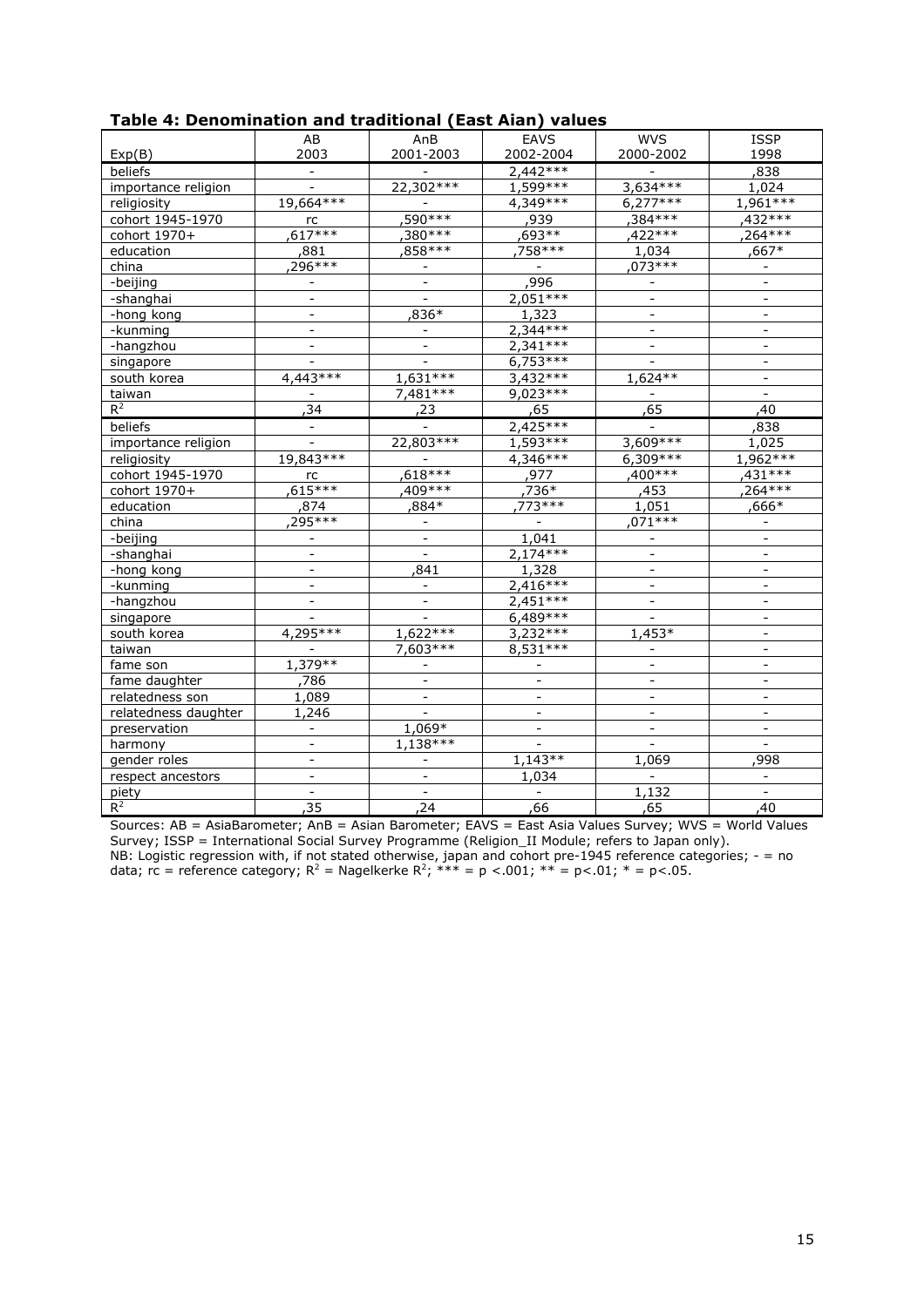**Table 4: Denomination and traditional (East Aian) values**

| Exp(B) | AB 2003 | AnB 2001-2003 | EAVS 2002-2004 | WVS 2000-2002 | ISSP 1998 |
|---|---|---|---|---|---|
| beliefs | - | - | 2,442*** | - | ,838 |
| importance religion | - | 22,302*** | 1,599*** | 3,634*** | 1,024 |
| religiosity | 19,664*** | - | 4,349*** | 6,277*** | 1,961*** |
| cohort 1945-1970 | rc | ,590*** | ,939 | ,384*** | ,432*** |
| cohort 1970+ | ,617*** | ,380*** | ,693** | ,422*** | ,264*** |
| education | ,881 | ,858*** | ,758*** | 1,034 | ,667* |
| china | ,296*** | - | - | ,073*** | - |
| -beijing | - | - | ,996 | - | - |
| -shanghai | - | - | 2,051*** | - | - |
| -hong kong | - | ,836* | 1,323 | - | - |
| -kunming | - | - | 2,344*** | - | - |
| -hangzhou | - | - | 2,341*** | - | - |
| singapore | - | - | 6,753*** | - | - |
| south korea | 4,443*** | 1,631*** | 3,432*** | 1,624** | - |
| taiwan | - | 7,481*** | 9,023*** | - | - |
| $R^2$ | ,34 | ,23 | ,65 | ,65 | ,40 |
| beliefs | - | - | 2,425*** | - | ,838 |
| importance religion | - | 22,803*** | 1,593*** | 3,609*** | 1,025 |
| religiosity | 19,843*** | - | 4,346*** | 6,309*** | 1,962*** |
| cohort 1945-1970 | rc | ,618*** | ,977 | ,400*** | ,431*** |
| cohort 1970+ | ,615*** | ,409*** | ,736* | ,453 | ,264*** |
| education | ,874 | ,884* | ,773*** | 1,051 | ,666* |
| china | ,295*** | - | - | ,071*** | - |
| -beijing | - | - | 1,041 | - | - |
| -shanghai | - | - | 2,174*** | - | - |
| -hong kong | - | ,841 | 1,328 | - | - |
| -kunming | - | - | 2,416*** | - | - |
| -hangzhou | - | - | 2,451*** | - | - |
| singapore | - | - | 6,489*** | - | - |
| south korea | 4,295*** | 1,622*** | 3,232*** | 1,453* | - |
| taiwan | - | 7,603*** | 8,531*** | - | - |
| fame son | 1,379** | - | - | - | - |
| fame daughter | ,786 | - | - | - | - |
| relatedness son | 1,089 | - | - | - | - |
| relatedness daughter | 1,246 | - | - | - | - |
| preservation | - | 1,069* | - | - | - |
| harmony | - | 1,138*** | - | - | - |
| gender roles | - | - | 1,143** | 1,069 | ,998 |
| respect ancestors | - | - | 1,034 | - | - |
| piety | - | - | - | 1,132 | - |
| $R^2$ | ,35 | ,24 | ,66 | ,65 | ,40 |

Sources: AB = AsiaBarometer; AnB = Asian Barometer; EAVS = East Asia Values Survey; WVS = World Values Survey; ISSP = International Social Survey Programme (Religion_II Module; refers to Japan only).
NB: Logistic regression with, if not stated otherwise, japan and cohort pre-1945 reference categories; - = no data; rc = reference category; $R^2$ = Nagelkerke $R^2$; *** = p <.001; ** = p<.01; * = p<.05.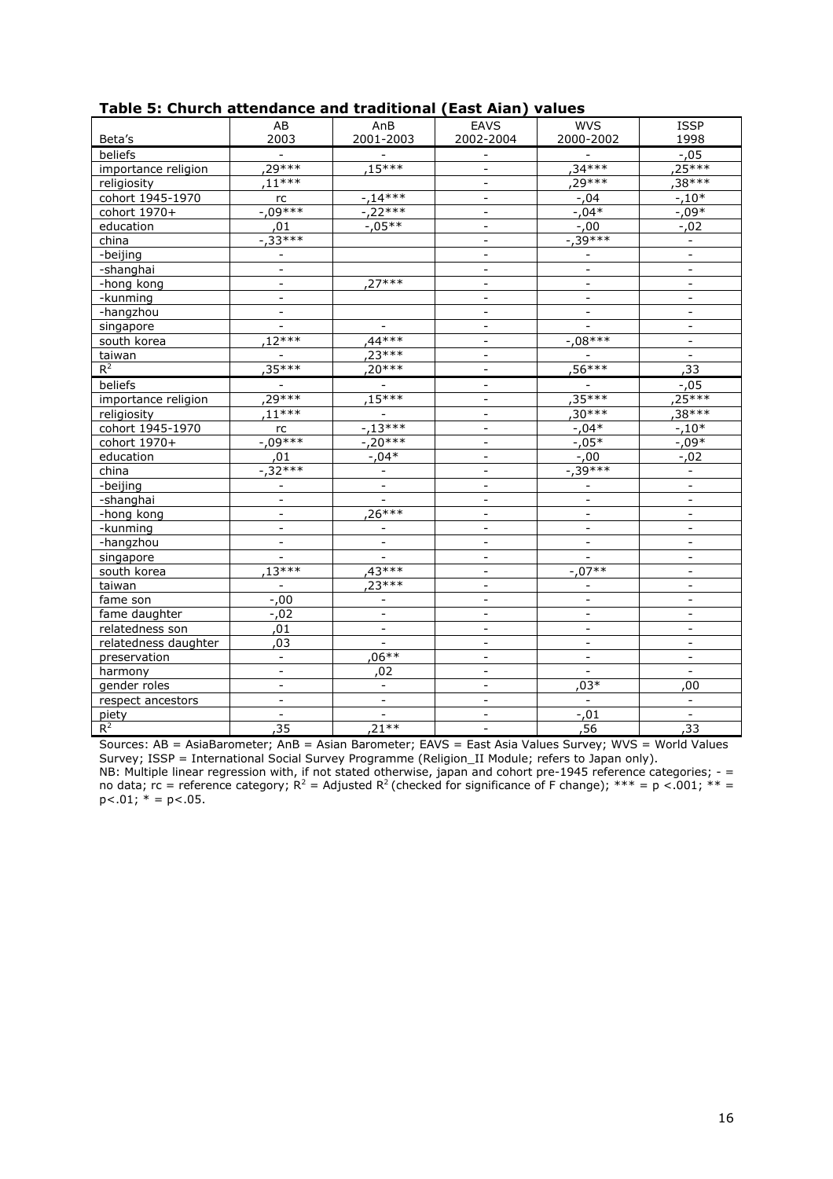**Table 5: Church attendance and traditional (East Aian) values**

| Beta's | AB 2003 | AnB 2001-2003 | EAVS 2002-2004 | WVS 2000-2002 | ISSP 1998 |
|---|---|---|---|---|---|
| beliefs | - | - | - | - | -,05 |
| importance religion | ,29*** | ,15*** | - | ,34*** | ,25*** |
| religiosity | ,11*** | | - | ,29*** | ,38*** |
| cohort 1945-1970 | rc | -,14*** | - | -,04 | -,10* |
| cohort 1970+ | -,09*** | -,22*** | - | -,04* | -,09* |
| education | ,01 | -,05** | - | -,00 | -,02 |
| china | -,33*** | | - | -,39*** | - |
| -beijing | - | | - | - | - |
| -shanghai | - | | - | - | - |
| -hong kong | - | ,27*** | - | - | - |
| -kunming | - | | - | - | - |
| -hangzhou | - | | - | - | - |
| singapore | - | - | - | - | - |
| south korea | ,12*** | ,44*** | - | -,08*** | - |
| taiwan | - | ,23*** | - | - | - |
| $R^2$ | ,35*** | ,20*** | - | ,56*** | ,33 |
| beliefs | - | - | - | - | -,05 |
| importance religion | ,29*** | ,15*** | - | ,35*** | ,25*** |
| religiosity | ,11*** | - | - | ,30*** | ,38*** |
| cohort 1945-1970 | rc | -,13*** | - | -,04* | -,10* |
| cohort 1970+ | -,09*** | -,20*** | - | -,05* | -,09* |
| education | ,01 | -,04* | - | -,00 | -,02 |
| china | -,32*** | - | - | -,39*** | - |
| -beijing | - | - | - | - | - |
| -shanghai | - | - | - | - | - |
| -hong kong | - | ,26*** | - | - | - |
| -kunming | - | - | - | - | - |
| -hangzhou | - | - | - | - | - |
| singapore | - | - | - | - | - |
| south korea | ,13*** | ,43*** | - | -,07** | - |
| taiwan | - | ,23*** | - | - | - |
| fame son | -,00 | - | - | - | - |
| fame daughter | -,02 | - | - | - | - |
| relatedness son | ,01 | - | - | - | - |
| relatedness daughter | ,03 | - | - | - | - |
| preservation | - | ,06** | - | - | - |
| harmony | - | ,02 | - | - | - |
| gender roles | - | - | - | ,03* | ,00 |
| respect ancestors | - | - | - | - | - |
| piety | - | - | - | -,01 | - |
| $R^2$ | ,35 | ,21** | - | ,56 | ,33 |

Sources: AB = AsiaBarometer; AnB = Asian Barometer; EAVS = East Asia Values Survey; WVS = World Values Survey; ISSP = International Social Survey Programme (Religion_II Module; refers to Japan only).
NB: Multiple linear regression with, if not stated otherwise, japan and cohort pre-1945 reference categories; - = no data; rc = reference category; $R^2$ = Adjusted $R^2$ (checked for significance of F change); *** = p <.001; ** = p<.01; * = p<.05.